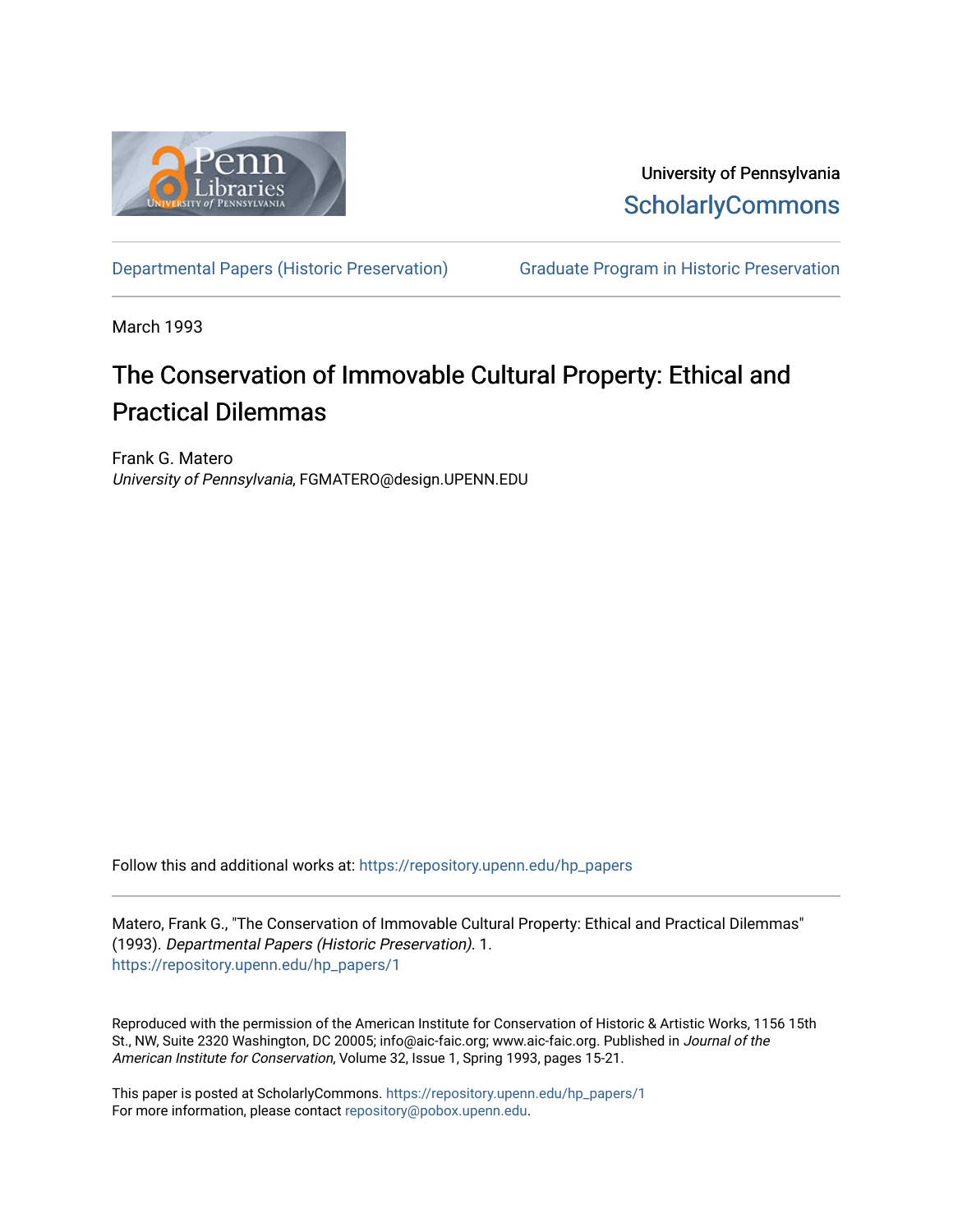University of Pennsylvania
ScholarlyCommons

Departmental Papers (Historic Preservation) Graduate Program in Historic Preservation

March 1993

# The Conservation of Immovable Cultural Property: Ethical and Practical Dilemmas

Frank G. Matero
*University of Pennsylvania*, FGMATERO@design.UPENN.EDU

Follow this and additional works at: https://repository.upenn.edu/hp_papers

Matero, Frank G., "The Conservation of Immovable Cultural Property: Ethical and Practical Dilemmas" (1993). *Departmental Papers (Historic Preservation)*. 1.
https://repository.upenn.edu/hp_papers/1

Reproduced with the permission of the American Institute for Conservation of Historic & Artistic Works, 1156 15th St., NW, Suite 2320 Washington, DC 20005; info@aic-faic.org; www.aic-faic.org. Published in *Journal of the American Institute for Conservation*, Volume 32, Issue 1, Spring 1993, pages 15-21.

This paper is posted at ScholarlyCommons. https://repository.upenn.edu/hp_papers/1
For more information, please contact repository@pobox.upenn.edu.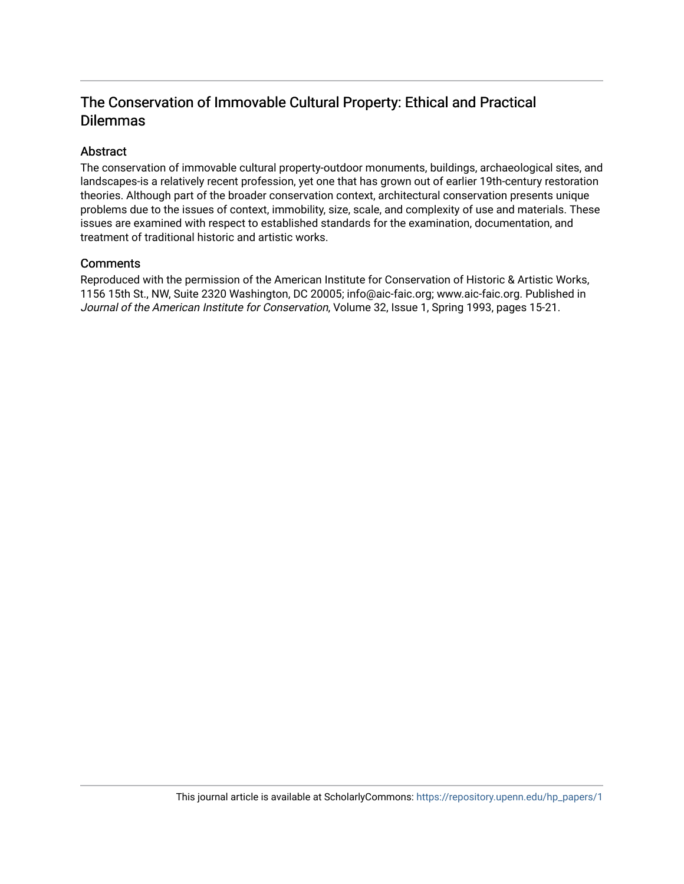# The Conservation of Immovable Cultural Property: Ethical and Practical Dilemmas

## Abstract

The conservation of immovable cultural property-outdoor monuments, buildings, archaeological sites, and landscapes-is a relatively recent profession, yet one that has grown out of earlier 19th-century restoration theories. Although part of the broader conservation context, architectural conservation presents unique problems due to the issues of context, immobility, size, scale, and complexity of use and materials. These issues are examined with respect to established standards for the examination, documentation, and treatment of traditional historic and artistic works.

## Comments

Reproduced with the permission of the American Institute for Conservation of Historic & Artistic Works, 1156 15th St., NW, Suite 2320 Washington, DC 20005; info@aic-faic.org; www.aic-faic.org. Published in *Journal of the American Institute for Conservation*, Volume 32, Issue 1, Spring 1993, pages 15-21.

This journal article is available at ScholarlyCommons: https://repository.upenn.edu/hp_papers/1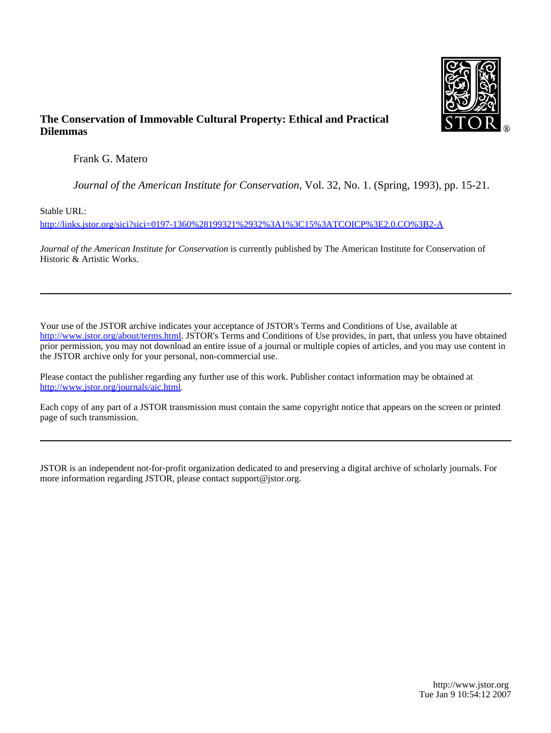**The Conservation of Immovable Cultural Property: Ethical and Practical Dilemmas**

Frank G. Matero

*Journal of the American Institute for Conservation*, Vol. 32, No. 1. (Spring, 1993), pp. 15-21.

Stable URL:

http://links.jstor.org/sici?sici=0197-1360%28199321%2932%3A1%3C15%3ATCOICP%3E2.0.CO%3B2-A

*Journal of the American Institute for Conservation* is currently published by The American Institute for Conservation of Historic & Artistic Works.

---

Your use of the JSTOR archive indicates your acceptance of JSTOR's Terms and Conditions of Use, available at http://www.jstor.org/about/terms.html. JSTOR's Terms and Conditions of Use provides, in part, that unless you have obtained prior permission, you may not download an entire issue of a journal or multiple copies of articles, and you may use content in the JSTOR archive only for your personal, non-commercial use.

Please contact the publisher regarding any further use of this work. Publisher contact information may be obtained at http://www.jstor.org/journals/aic.html.

Each copy of any part of a JSTOR transmission must contain the same copyright notice that appears on the screen or printed page of such transmission.

---

JSTOR is an independent not-for-profit organization dedicated to and preserving a digital archive of scholarly journals. For more information regarding JSTOR, please contact support@jstor.org.

http://www.jstor.org
Tue Jan 9 10:54:12 2007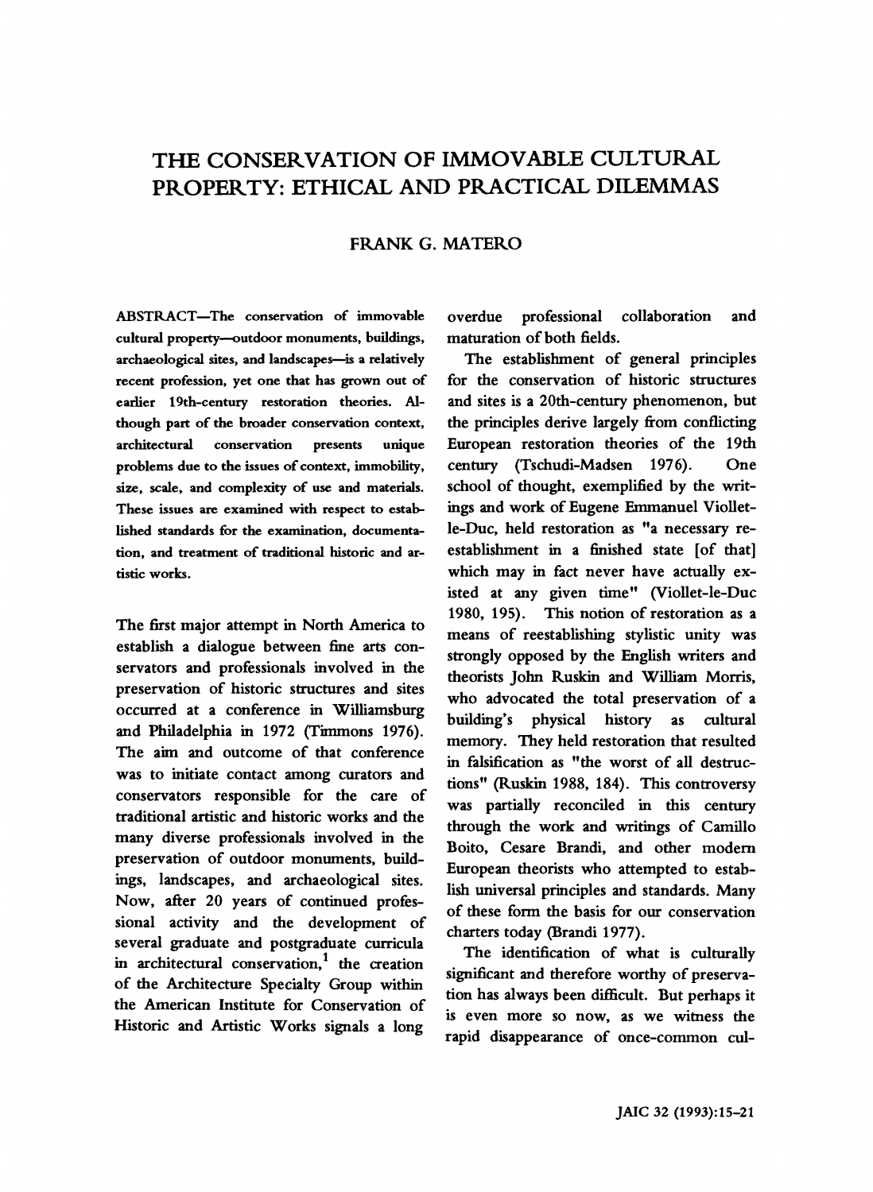# THE CONSERVATION OF IMMOVABLE CULTURAL PROPERTY: ETHICAL AND PRACTICAL DILEMMAS

FRANK G. MATERO

ABSTRACT—The conservation of immovable cultural property—outdoor monuments, buildings, archaeological sites, and landscapes—is a relatively recent profession, yet one that has grown out of earlier 19th-century restoration theories. Although part of the broader conservation context, architectural conservation presents unique problems due to the issues of context, immobility, size, scale, and complexity of use and materials. These issues are examined with respect to established standards for the examination, documentation, and treatment of traditional historic and artistic works.

The first major attempt in North America to establish a dialogue between fine arts conservators and professionals involved in the preservation of historic structures and sites occurred at a conference in Williamsburg and Philadelphia in 1972 (Timmons 1976). The aim and outcome of that conference was to initiate contact among curators and conservators responsible for the care of traditional artistic and historic works and the many diverse professionals involved in the preservation of outdoor monuments, buildings, landscapes, and archaeological sites. Now, after 20 years of continued professional activity and the development of several graduate and postgraduate curricula in architectural conservation,[1] the creation of the Architecture Specialty Group within the American Institute for Conservation of Historic and Artistic Works signals a long overdue professional collaboration and maturation of both fields.

The establishment of general principles for the conservation of historic structures and sites is a 20th-century phenomenon, but the principles derive largely from conflicting European restoration theories of the 19th century (Tschudi-Madsen 1976). One school of thought, exemplified by the writings and work of Eugene Emmanuel Viollet-le-Duc, held restoration as "a necessary re-establishment in a finished state [of that] which may in fact never have actually existed at any given time" (Viollet-le-Duc 1980, 195). This notion of restoration as a means of reestablishing stylistic unity was strongly opposed by the English writers and theorists John Ruskin and William Morris, who advocated the total preservation of a building's physical history as cultural memory. They held restoration that resulted in falsification as "the worst of all destructions" (Ruskin 1988, 184). This controversy was partially reconciled in this century through the work and writings of Camillo Boito, Cesare Brandi, and other modern European theorists who attempted to establish universal principles and standards. Many of these form the basis for our conservation charters today (Brandi 1977).

The identification of what is culturally significant and therefore worthy of preservation has always been difficult. But perhaps it is even more so now, as we witness the rapid disappearance of once-common cul-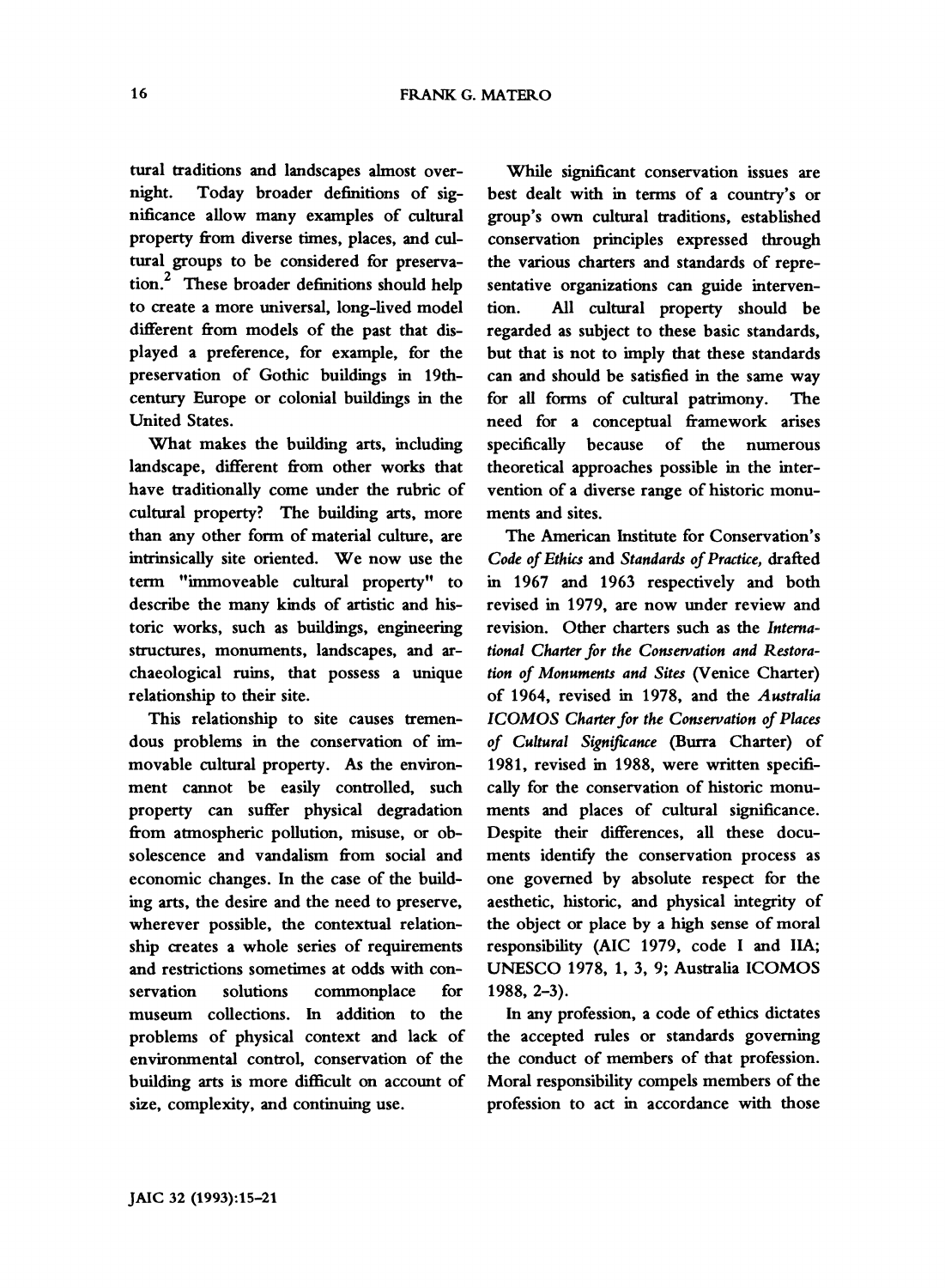tural traditions and landscapes almost overnight. Today broader definitions of significance allow many examples of cultural property from diverse times, places, and cultural groups to be considered for preservation.[2] These broader definitions should help to create a more universal, long-lived model different from models of the past that displayed a preference, for example, for the preservation of Gothic buildings in 19th-century Europe or colonial buildings in the United States.

What makes the building arts, including landscape, different from other works that have traditionally come under the rubric of cultural property? The building arts, more than any other form of material culture, are intrinsically site oriented. We now use the term "immoveable cultural property" to describe the many kinds of artistic and historic works, such as buildings, engineering structures, monuments, landscapes, and archaeological ruins, that possess a unique relationship to their site.

This relationship to site causes tremendous problems in the conservation of immovable cultural property. As the environment cannot be easily controlled, such property can suffer physical degradation from atmospheric pollution, misuse, or obsolescence and vandalism from social and economic changes. In the case of the building arts, the desire and the need to preserve, wherever possible, the contextual relationship creates a whole series of requirements and restrictions sometimes at odds with conservation solutions commonplace for museum collections. In addition to the problems of physical context and lack of environmental control, conservation of the building arts is more difficult on account of size, complexity, and continuing use.

While significant conservation issues are best dealt with in terms of a country's or group's own cultural traditions, established conservation principles expressed through the various charters and standards of representative organizations can guide intervention. All cultural property should be regarded as subject to these basic standards, but that is not to imply that these standards can and should be satisfied in the same way for all forms of cultural patrimony. The need for a conceptual framework arises specifically because of the numerous theoretical approaches possible in the intervention of a diverse range of historic monuments and sites.

The American Institute for Conservation's *Code of Ethics* and *Standards of Practice,* drafted in 1967 and 1963 respectively and both revised in 1979, are now under review and revision. Other charters such as the *International Charter for the Conservation and Restoration of Monuments and Sites* (Venice Charter) of 1964, revised in 1978, and the *Australia ICOMOS Charter for the Conservation of Places of Cultural Significance* (Burra Charter) of 1981, revised in 1988, were written specifically for the conservation of historic monuments and places of cultural significance. Despite their differences, all these documents identify the conservation process as one governed by absolute respect for the aesthetic, historic, and physical integrity of the object or place by a high sense of moral responsibility (AIC 1979, code I and IIA; UNESCO 1978, 1, 3, 9; Australia ICOMOS 1988, 2–3).

In any profession, a code of ethics dictates the accepted rules or standards governing the conduct of members of that profession. Moral responsibility compels members of the profession to act in accordance with those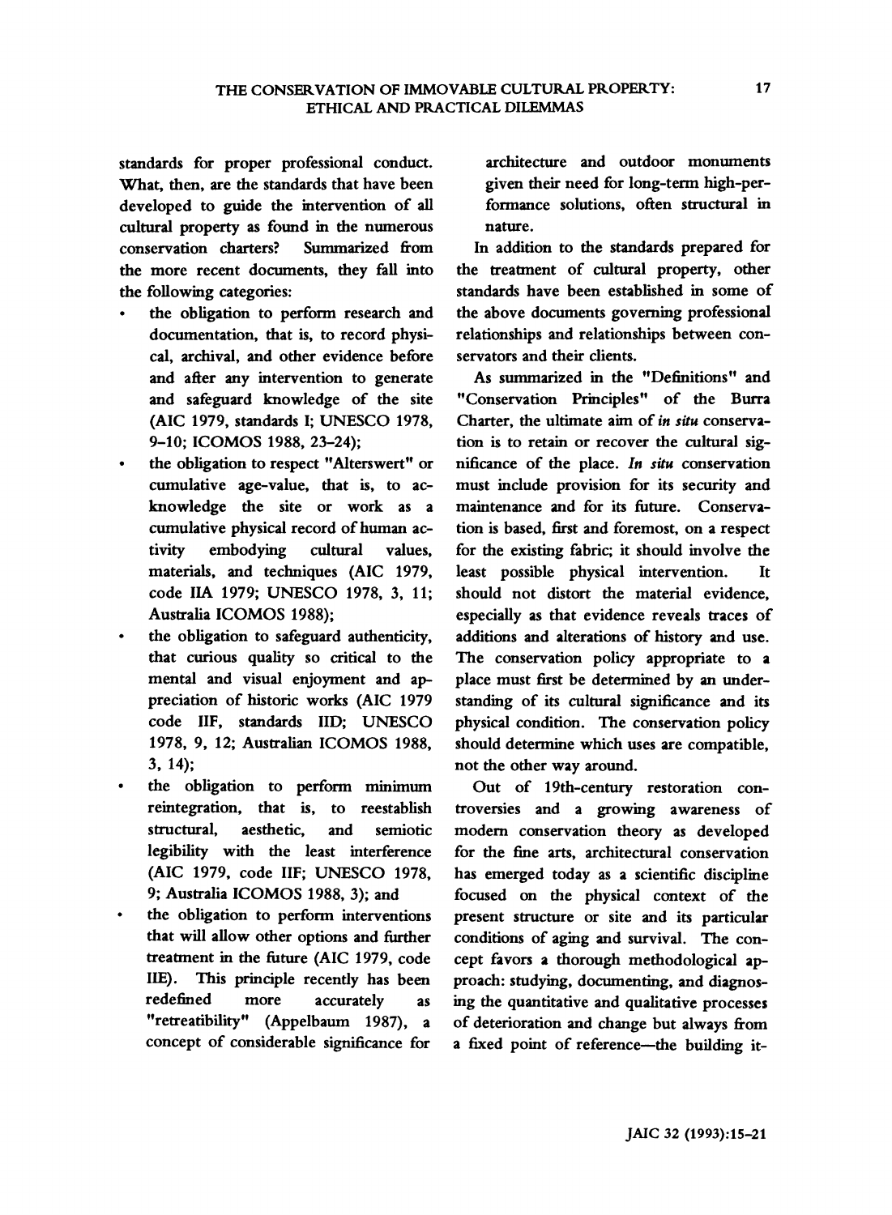standards for proper professional conduct. What, then, are the standards that have been developed to guide the intervention of all cultural property as found in the numerous conservation charters? Summarized from the more recent documents, they fall into the following categories:

- the obligation to perform research and documentation, that is, to record physical, archival, and other evidence before and after any intervention to generate and safeguard knowledge of the site (AIC 1979, standards I; UNESCO 1978, 9–10; ICOMOS 1988, 23–24);
- the obligation to respect "Alterswert" or cumulative age-value, that is, to acknowledge the site or work as a cumulative physical record of human activity embodying cultural values, materials, and techniques (AIC 1979, code IIA 1979; UNESCO 1978, 3, 11; Australia ICOMOS 1988);
- the obligation to safeguard authenticity, that curious quality so critical to the mental and visual enjoyment and appreciation of historic works (AIC 1979 code IIF, standards IID; UNESCO 1978, 9, 12; Australian ICOMOS 1988, 3, 14);
- the obligation to perform minimum reintegration, that is, to reestablish structural, aesthetic, and semiotic legibility with the least interference (AIC 1979, code IIF; UNESCO 1978, 9; Australia ICOMOS 1988, 3); and
- the obligation to perform interventions that will allow other options and further treatment in the future (AIC 1979, code IIE). This principle recently has been redefined more accurately as "retreatibility" (Appelbaum 1987), a concept of considerable significance for architecture and outdoor monuments given their need for long-term high-performance solutions, often structural in nature.

In addition to the standards prepared for the treatment of cultural property, other standards have been established in some of the above documents governing professional relationships and relationships between conservators and their clients.

As summarized in the "Definitions" and "Conservation Principles" of the Burra Charter, the ultimate aim of *in situ* conservation is to retain or recover the cultural significance of the place. *In situ* conservation must include provision for its security and maintenance and for its future. Conservation is based, first and foremost, on a respect for the existing fabric; it should involve the least possible physical intervention. It should not distort the material evidence, especially as that evidence reveals traces of additions and alterations of history and use. The conservation policy appropriate to a place must first be determined by an understanding of its cultural significance and its physical condition. The conservation policy should determine which uses are compatible, not the other way around.

Out of 19th-century restoration controversies and a growing awareness of modern conservation theory as developed for the fine arts, architectural conservation has emerged today as a scientific discipline focused on the physical context of the present structure or site and its particular conditions of aging and survival. The concept favors a thorough methodological approach: studying, documenting, and diagnosing the quantitative and qualitative processes of deterioration and change but always from a fixed point of reference—the building it-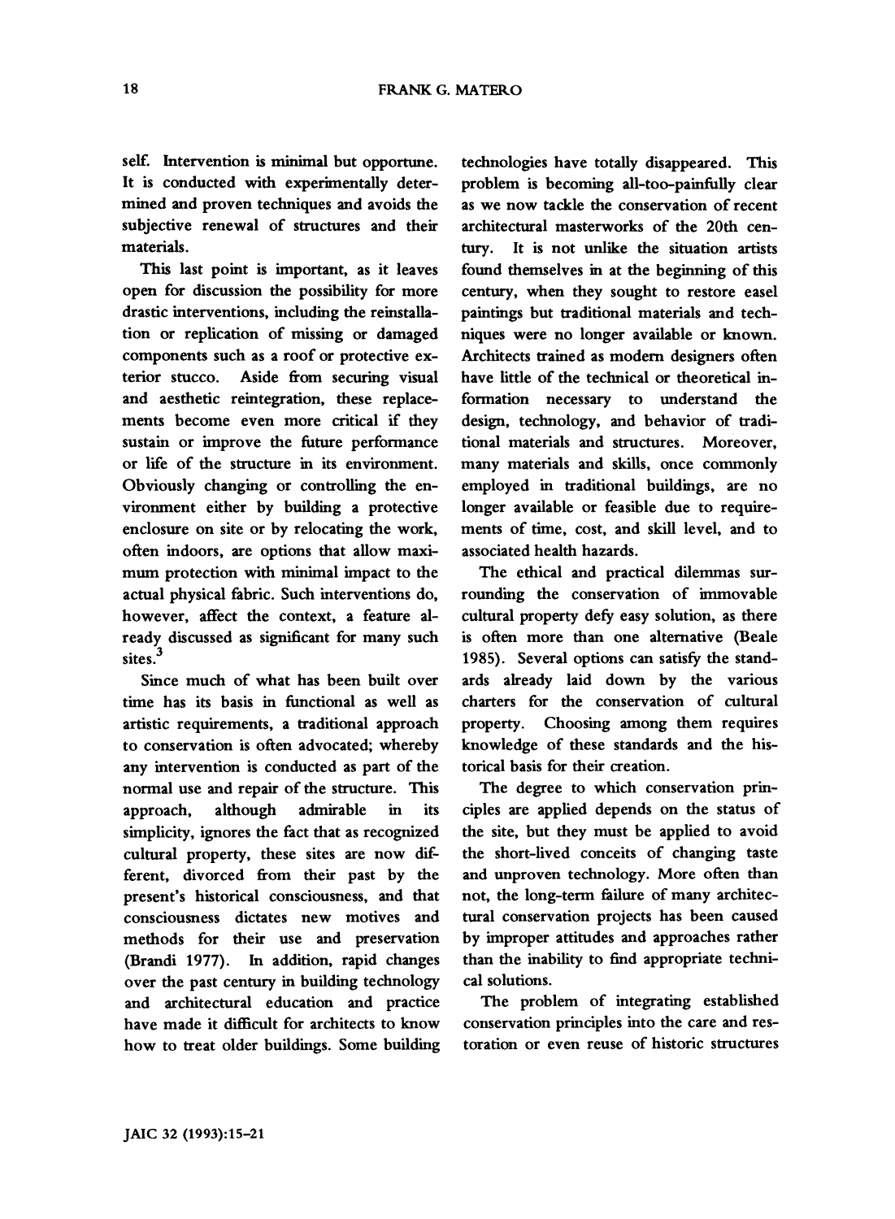self. Intervention is minimal but opportune. It is conducted with experimentally determined and proven techniques and avoids the subjective renewal of structures and their materials.

This last point is important, as it leaves open for discussion the possibility for more drastic interventions, including the reinstallation or replication of missing or damaged components such as a roof or protective exterior stucco. Aside from securing visual and aesthetic reintegration, these replacements become even more critical if they sustain or improve the future performance or life of the structure in its environment. Obviously changing or controlling the environment either by building a protective enclosure on site or by relocating the work, often indoors, are options that allow maximum protection with minimal impact to the actual physical fabric. Such interventions do, however, affect the context, a feature already discussed as significant for many such sites.[3]

Since much of what has been built over time has its basis in functional as well as artistic requirements, a traditional approach to conservation is often advocated; whereby any intervention is conducted as part of the normal use and repair of the structure. This approach, although admirable in its simplicity, ignores the fact that as recognized cultural property, these sites are now different, divorced from their past by the present's historical consciousness, and that consciousness dictates new motives and methods for their use and preservation (Brandi 1977). In addition, rapid changes over the past century in building technology and architectural education and practice have made it difficult for architects to know how to treat older buildings. Some building technologies have totally disappeared. This problem is becoming all-too-painfully clear as we now tackle the conservation of recent architectural masterworks of the 20th century. It is not unlike the situation artists found themselves in at the beginning of this century, when they sought to restore easel paintings but traditional materials and techniques were no longer available or known. Architects trained as modern designers often have little of the technical or theoretical information necessary to understand the design, technology, and behavior of traditional materials and structures. Moreover, many materials and skills, once commonly employed in traditional buildings, are no longer available or feasible due to requirements of time, cost, and skill level, and to associated health hazards.

The ethical and practical dilemmas surrounding the conservation of immovable cultural property defy easy solution, as there is often more than one alternative (Beale 1985). Several options can satisfy the standards already laid down by the various charters for the conservation of cultural property. Choosing among them requires knowledge of these standards and the historical basis for their creation.

The degree to which conservation principles are applied depends on the status of the site, but they must be applied to avoid the short-lived conceits of changing taste and unproven technology. More often than not, the long-term failure of many architectural conservation projects has been caused by improper attitudes and approaches rather than the inability to find appropriate technical solutions.

The problem of integrating established conservation principles into the care and restoration or even reuse of historic structures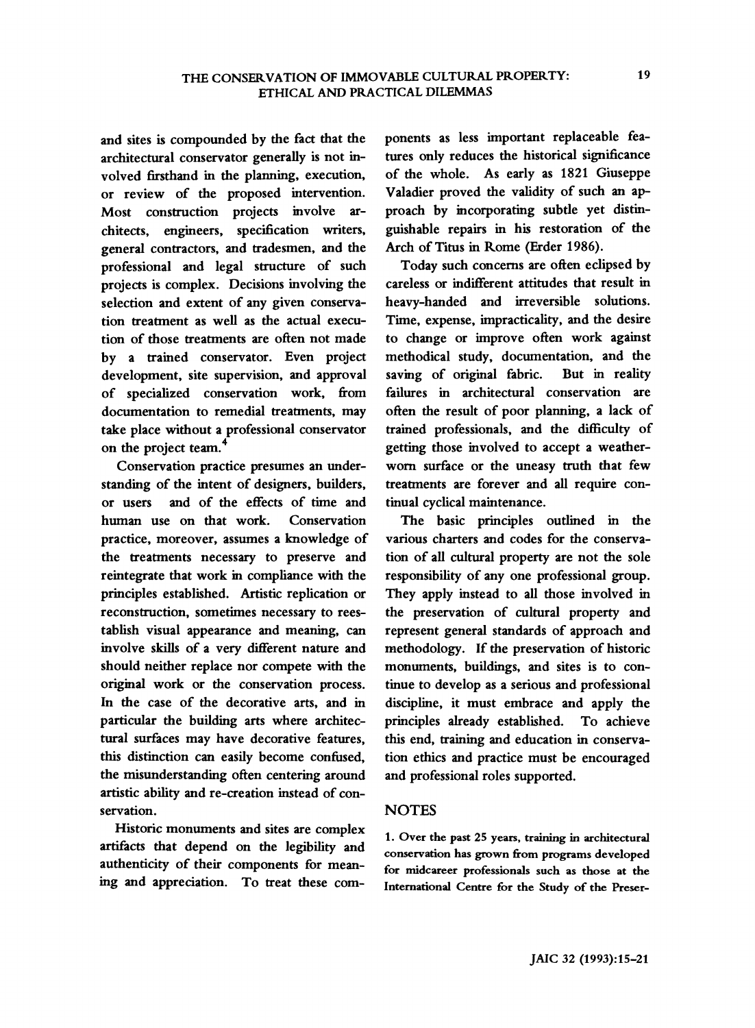and sites is compounded by the fact that the architectural conservator generally is not involved firsthand in the planning, execution, or review of the proposed intervention. Most construction projects involve architects, engineers, specification writers, general contractors, and tradesmen, and the professional and legal structure of such projects is complex. Decisions involving the selection and extent of any given conservation treatment as well as the actual execution of those treatments are often not made by a trained conservator. Even project development, site supervision, and approval of specialized conservation work, from documentation to remedial treatments, may take place without a professional conservator on the project team.[4]

Conservation practice presumes an understanding of the intent of designers, builders, or users and of the effects of time and human use on that work. Conservation practice, moreover, assumes a knowledge of the treatments necessary to preserve and reintegrate that work in compliance with the principles established. Artistic replication or reconstruction, sometimes necessary to reestablish visual appearance and meaning, can involve skills of a very different nature and should neither replace nor compete with the original work or the conservation process. In the case of the decorative arts, and in particular the building arts where architectural surfaces may have decorative features, this distinction can easily become confused, the misunderstanding often centering around artistic ability and re-creation instead of conservation.

Historic monuments and sites are complex artifacts that depend on the legibility and authenticity of their components for meaning and appreciation. To treat these components as less important replaceable features only reduces the historical significance of the whole. As early as 1821 Giuseppe Valadier proved the validity of such an approach by incorporating subtle yet distinguishable repairs in his restoration of the Arch of Titus in Rome (Erder 1986).

Today such concerns are often eclipsed by careless or indifferent attitudes that result in heavy-handed and irreversible solutions. Time, expense, impracticality, and the desire to change or improve often work against methodical study, documentation, and the saving of original fabric. But in reality failures in architectural conservation are often the result of poor planning, a lack of trained professionals, and the difficulty of getting those involved to accept a weatherworn surface or the uneasy truth that few treatments are forever and all require continual cyclical maintenance.

The basic principles outlined in the various charters and codes for the conservation of all cultural property are not the sole responsibility of any one professional group. They apply instead to all those involved in the preservation of cultural property and represent general standards of approach and methodology. If the preservation of historic monuments, buildings, and sites is to continue to develop as a serious and professional discipline, it must embrace and apply the principles already established. To achieve this end, training and education in conservation ethics and practice must be encouraged and professional roles supported.

## NOTES

1. Over the past 25 years, training in architectural conservation has grown from programs developed for midcareer professionals such as those at the International Centre for the Study of the Preser-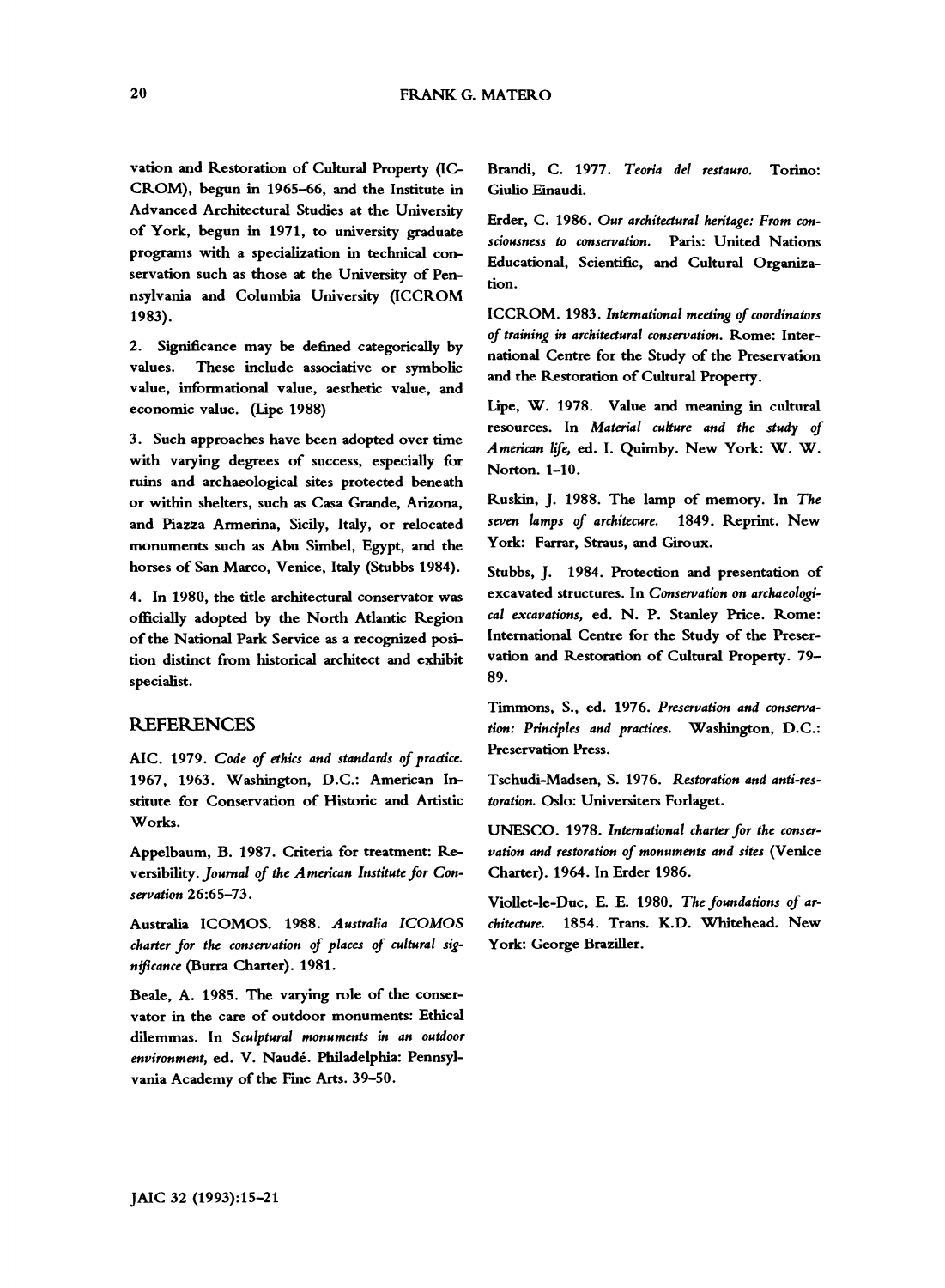vation and Restoration of Cultural Property (ICCROM), begun in 1965–66, and the Institute in Advanced Architectural Studies at the University of York, begun in 1971, to university graduate programs with a specialization in technical conservation such as those at the University of Pennsylvania and Columbia University (ICCROM 1983).

2. Significance may be defined categorically by values. These include associative or symbolic value, informational value, aesthetic value, and economic value. (Lipe 1988)

3. Such approaches have been adopted over time with varying degrees of success, especially for ruins and archaeological sites protected beneath or within shelters, such as Casa Grande, Arizona, and Piazza Armerina, Sicily, Italy, or relocated monuments such as Abu Simbel, Egypt, and the horses of San Marco, Venice, Italy (Stubbs 1984).

4. In 1980, the title architectural conservator was officially adopted by the North Atlantic Region of the National Park Service as a recognized position distinct from historical architect and exhibit specialist.

## REFERENCES

AIC. 1979. *Code of ethics and standards of practice.* 1967, 1963. Washington, D.C.: American Institute for Conservation of Historic and Artistic Works.

Appelbaum, B. 1987. Criteria for treatment: Reversibility. *Journal of the American Institute for Conservation* 26:65–73.

Australia ICOMOS. 1988. *Australia ICOMOS charter for the conservation of places of cultural significance* (Burra Charter). 1981.

Beale, A. 1985. The varying role of the conservator in the care of outdoor monuments: Ethical dilemmas. In *Sculptural monuments in an outdoor environment,* ed. V. Naudé. Philadelphia: Pennsylvania Academy of the Fine Arts. 39–50.

Brandi, C. 1977. *Teoria del restauro.* Torino: Giulio Einaudi.

Erder, C. 1986. *Our architectural heritage: From consciousness to conservation.* Paris: United Nations Educational, Scientific, and Cultural Organization.

ICCROM. 1983. *International meeting of coordinators of training in architectural conservation.* Rome: International Centre for the Study of the Preservation and the Restoration of Cultural Property.

Lipe, W. 1978. Value and meaning in cultural resources. In *Material culture and the study of American life,* ed. I. Quimby. New York: W. W. Norton. 1–10.

Ruskin, J. 1988. The lamp of memory. In *The seven lamps of architecure.* 1849. Reprint. New York: Farrar, Straus, and Giroux.

Stubbs, J. 1984. Protection and presentation of excavated structures. In *Conservation on archaeological excavations,* ed. N. P. Stanley Price. Rome: International Centre for the Study of the Preservation and Restoration of Cultural Property. 79–89.

Timmons, S., ed. 1976. *Preservation and conservation: Principles and practices.* Washington, D.C.: Preservation Press.

Tschudi-Madsen, S. 1976. *Restoration and anti-restoration.* Oslo: Universiters Forlaget.

UNESCO. 1978. *International charter for the conservation and restoration of monuments and sites* (Venice Charter). 1964. In Erder 1986.

Viollet-le-Duc, E. E. 1980. *The foundations of architecture.* 1854. Trans. K.D. Whitehead. New York: George Braziller.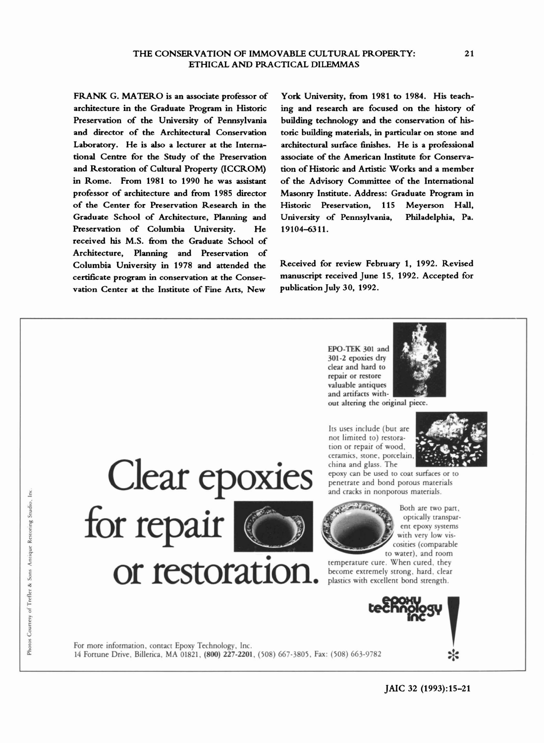FRANK G. MATERO is an associate professor of architecture in the Graduate Program in Historic Preservation of the University of Pennsylvania and director of the Architectural Conservation Laboratory. He is also a lecturer at the International Centre for the Study of the Preservation and Restoration of Cultural Property (ICCROM) in Rome. From 1981 to 1990 he was assistant professor of architecture and from 1985 director of the Center for Preservation Research in the Graduate School of Architecture, Planning and Preservation of Columbia University. He received his M.S. from the Graduate School of Architecture, Planning and Preservation of Columbia University in 1978 and attended the certificate program in conservation at the Conservation Center at the Institute of Fine Arts, New York University, from 1981 to 1984. His teaching and research are focused on the history of building technology and the conservation of historic building materials, in particular on stone and architectural surface finishes. He is a professional associate of the American Institute for Conservation of Historic and Artistic Works and a member of the Advisory Committee of the International Masonry Institute. Address: Graduate Program in Historic Preservation, 115 Meyerson Hall, University of Pennsylvania, Philadelphia, Pa. 19104–6311.

Received for review February 1, 1992. Revised manuscript received June 15, 1992. Accepted for publication July 30, 1992.

# Clear epoxies for repair or restoration.

EPO-TEK 301 and 301-2 epoxies dry clear and hard to repair or restore valuable antiques and artifacts without altering the original piece.

Its uses include (but are not limited to) restoration or repair of wood, ceramics, stone, porcelain, china and glass. The epoxy can be used to coat surfaces or to penetrate and bond porous materials and cracks in nonporous materials.

Both are two part, optically transparent epoxy systems with very low viscosities (comparable to water), and room temperature cure. When cured, they become extremely strong, hard, clear plastics with excellent bond strength.

epoxy technology inc

For more information, contact Epoxy Technology, Inc.
14 Fortune Drive, Billerica, MA 01821, **(800) 227-2201**, (508) 667-3805, Fax: (508) 663-9782

Photos Courtesy of Trefler & Sons Antique Restoring Studio, Inc.